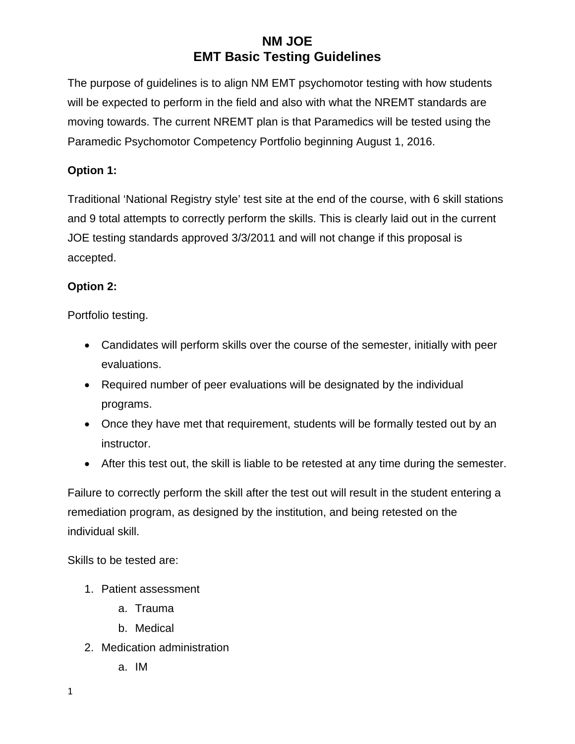# NM JOE
# EMT Basic Testing Guidelines

The purpose of guidelines is to align NM EMT psychomotor testing with how students will be expected to perform in the field and also with what the NREMT standards are moving towards. The current NREMT plan is that Paramedics will be tested using the Paramedic Psychomotor Competency Portfolio beginning August 1, 2016.

**Option 1:**

Traditional 'National Registry style' test site at the end of the course, with 6 skill stations and 9 total attempts to correctly perform the skills. This is clearly laid out in the current JOE testing standards approved 3/3/2011 and will not change if this proposal is accepted.

**Option 2:**

Portfolio testing.

- Candidates will perform skills over the course of the semester, initially with peer evaluations.
- Required number of peer evaluations will be designated by the individual programs.
- Once they have met that requirement, students will be formally tested out by an instructor.
- After this test out, the skill is liable to be retested at any time during the semester.

Failure to correctly perform the skill after the test out will result in the student entering a remediation program, as designed by the institution, and being retested on the individual skill.

Skills to be tested are:

1. Patient assessment
    a. Trauma
    b. Medical
2. Medication administration
    a. IM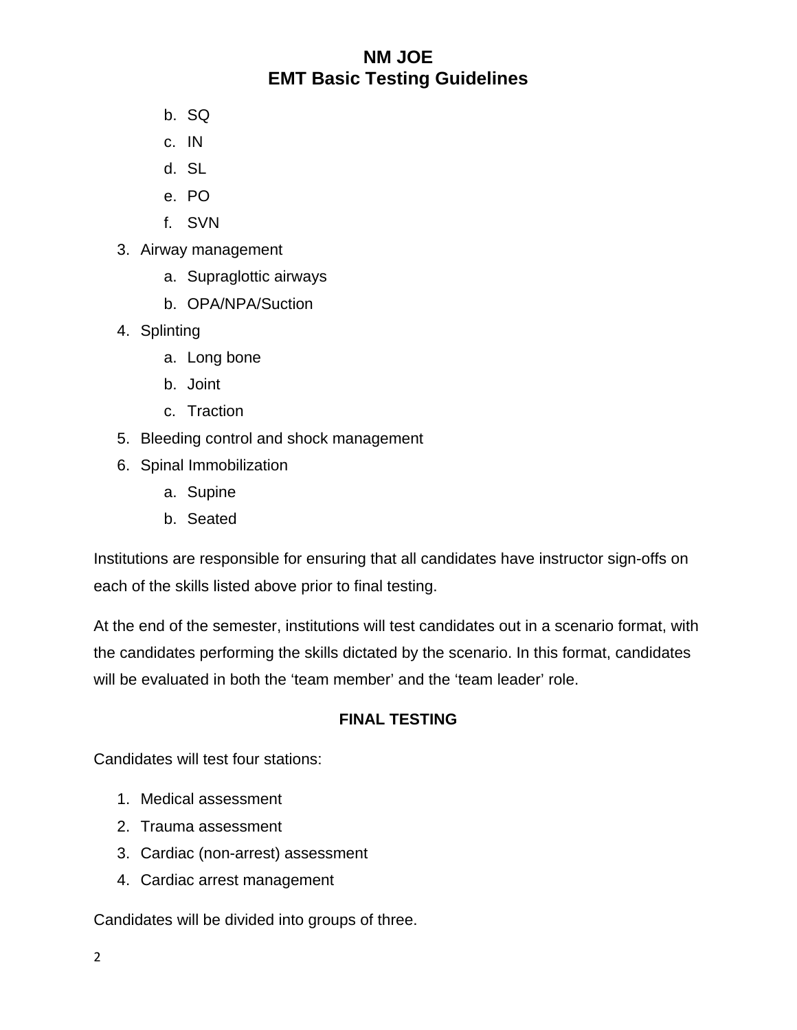b. SQ
   c. IN
   d. SL
   e. PO
   f. SVN

3. Airway management
   a. Supraglottic airways
   b. OPA/NPA/Suction
4. Splinting
   a. Long bone
   b. Joint
   c. Traction
5. Bleeding control and shock management
6. Spinal Immobilization
   a. Supine
   b. Seated

Institutions are responsible for ensuring that all candidates have instructor sign-offs on each of the skills listed above prior to final testing.

At the end of the semester, institutions will test candidates out in a scenario format, with the candidates performing the skills dictated by the scenario. In this format, candidates will be evaluated in both the 'team member' and the 'team leader' role.

**FINAL TESTING**

Candidates will test four stations:

1. Medical assessment
2. Trauma assessment
3. Cardiac (non-arrest) assessment
4. Cardiac arrest management

Candidates will be divided into groups of three.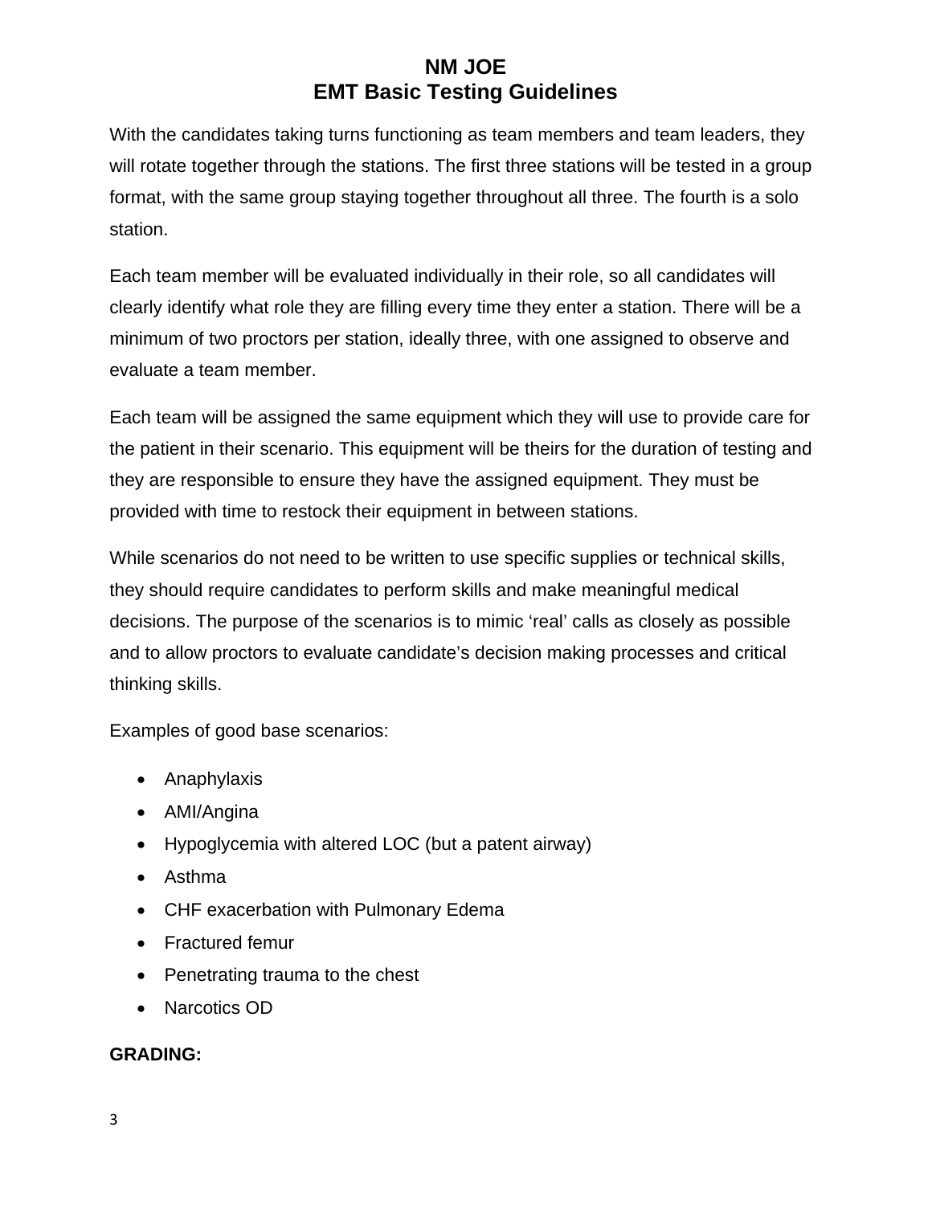With the candidates taking turns functioning as team members and team leaders, they will rotate together through the stations. The first three stations will be tested in a group format, with the same group staying together throughout all three. The fourth is a solo station.

Each team member will be evaluated individually in their role, so all candidates will clearly identify what role they are filling every time they enter a station. There will be a minimum of two proctors per station, ideally three, with one assigned to observe and evaluate a team member.

Each team will be assigned the same equipment which they will use to provide care for the patient in their scenario. This equipment will be theirs for the duration of testing and they are responsible to ensure they have the assigned equipment. They must be provided with time to restock their equipment in between stations.

While scenarios do not need to be written to use specific supplies or technical skills, they should require candidates to perform skills and make meaningful medical decisions. The purpose of the scenarios is to mimic 'real' calls as closely as possible and to allow proctors to evaluate candidate's decision making processes and critical thinking skills.

Examples of good base scenarios:

- Anaphylaxis
- AMI/Angina
- Hypoglycemia with altered LOC (but a patent airway)
- Asthma
- CHF exacerbation with Pulmonary Edema
- Fractured femur
- Penetrating trauma to the chest
- Narcotics OD

**GRADING:**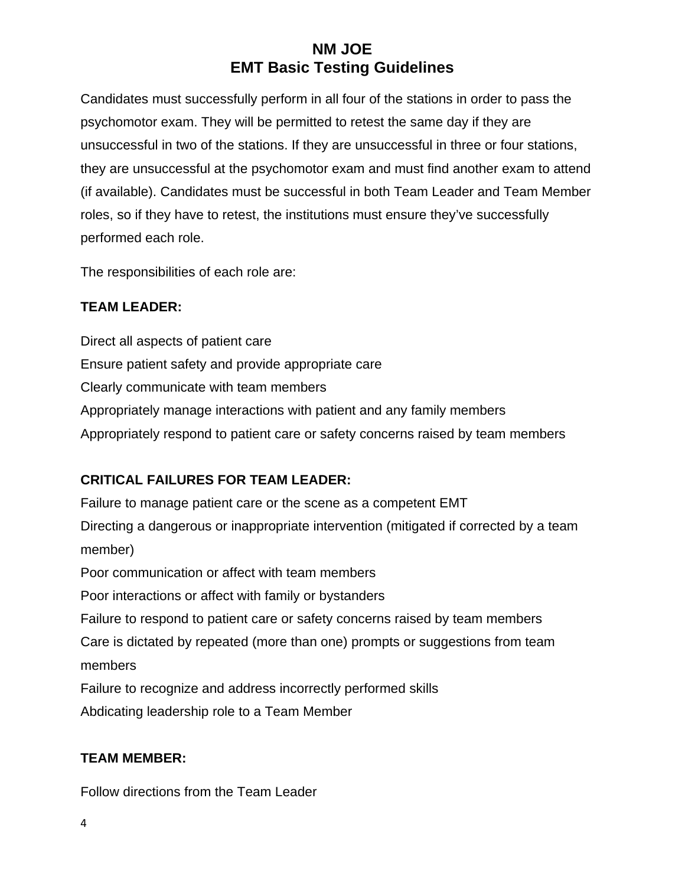# NM JOE
## EMT Basic Testing Guidelines

Candidates must successfully perform in all four of the stations in order to pass the psychomotor exam. They will be permitted to retest the same day if they are unsuccessful in two of the stations. If they are unsuccessful in three or four stations, they are unsuccessful at the psychomotor exam and must find another exam to attend (if available). Candidates must be successful in both Team Leader and Team Member roles, so if they have to retest, the institutions must ensure they've successfully performed each role.

The responsibilities of each role are:

**TEAM LEADER:**

Direct all aspects of patient care
Ensure patient safety and provide appropriate care
Clearly communicate with team members
Appropriately manage interactions with patient and any family members
Appropriately respond to patient care or safety concerns raised by team members

**CRITICAL FAILURES FOR TEAM LEADER:**

Failure to manage patient care or the scene as a competent EMT
Directing a dangerous or inappropriate intervention (mitigated if corrected by a team member)
Poor communication or affect with team members
Poor interactions or affect with family or bystanders
Failure to respond to patient care or safety concerns raised by team members
Care is dictated by repeated (more than one) prompts or suggestions from team members
Failure to recognize and address incorrectly performed skills
Abdicating leadership role to a Team Member

**TEAM MEMBER:**

Follow directions from the Team Leader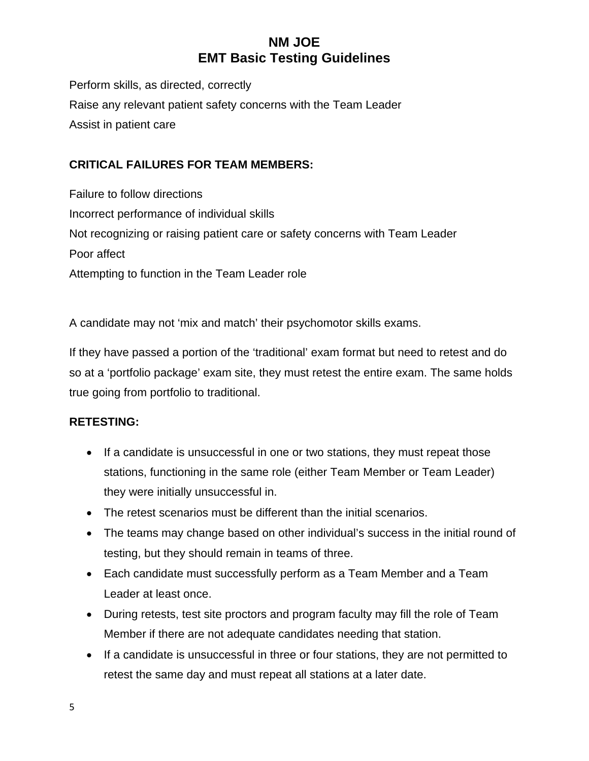Perform skills, as directed, correctly

Raise any relevant patient safety concerns with the Team Leader

Assist in patient care

**CRITICAL FAILURES FOR TEAM MEMBERS:**

Failure to follow directions

Incorrect performance of individual skills

Not recognizing or raising patient care or safety concerns with Team Leader

Poor affect

Attempting to function in the Team Leader role

A candidate may not ‘mix and match’ their psychomotor skills exams.

If they have passed a portion of the ‘traditional’ exam format but need to retest and do so at a ‘portfolio package’ exam site, they must retest the entire exam. The same holds true going from portfolio to traditional.

**RETESTING:**

- If a candidate is unsuccessful in one or two stations, they must repeat those stations, functioning in the same role (either Team Member or Team Leader) they were initially unsuccessful in.
- The retest scenarios must be different than the initial scenarios.
- The teams may change based on other individual’s success in the initial round of testing, but they should remain in teams of three.
- Each candidate must successfully perform as a Team Member and a Team Leader at least once.
- During retests, test site proctors and program faculty may fill the role of Team Member if there are not adequate candidates needing that station.
- If a candidate is unsuccessful in three or four stations, they are not permitted to retest the same day and must repeat all stations at a later date.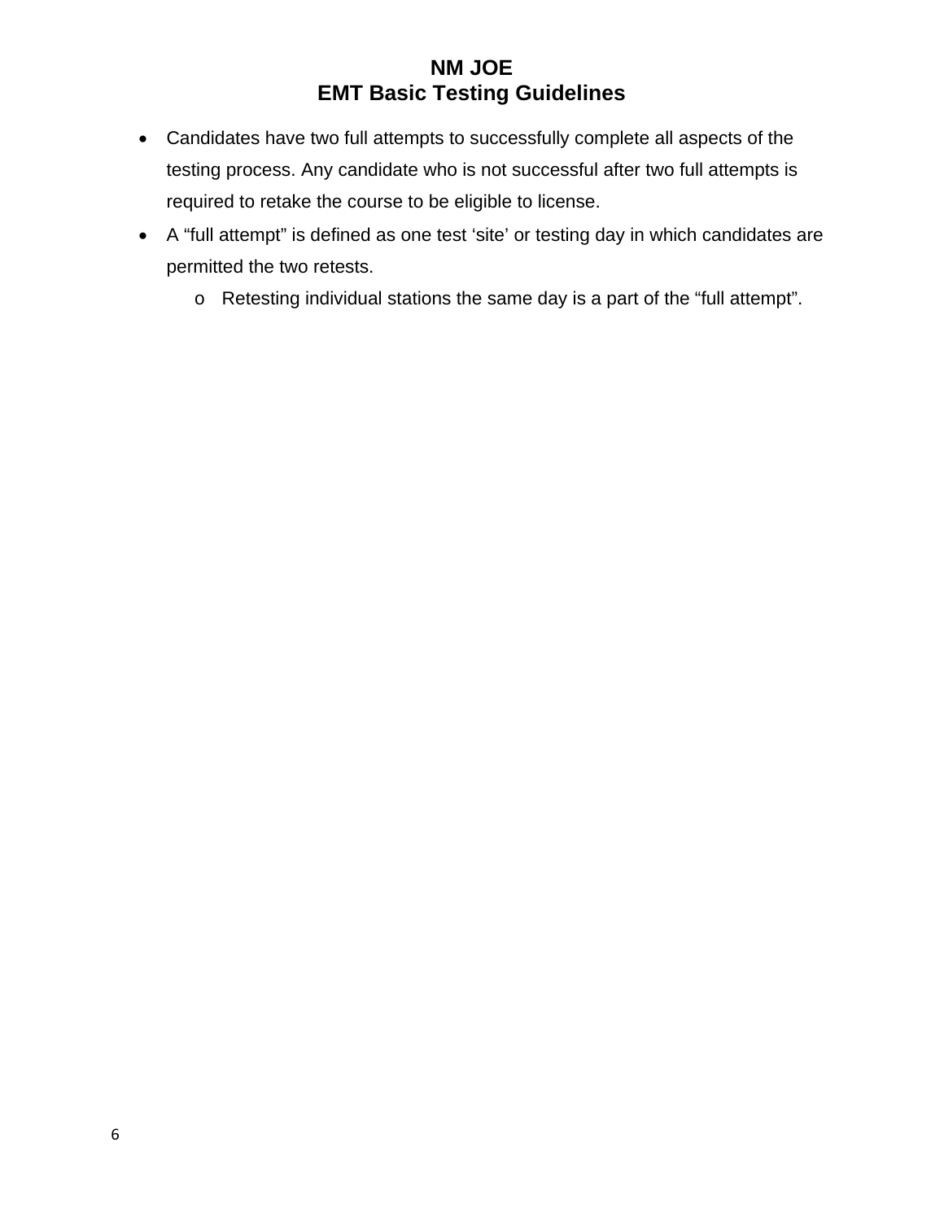- Candidates have two full attempts to successfully complete all aspects of the testing process. Any candidate who is not successful after two full attempts is required to retake the course to be eligible to license.
- A “full attempt” is defined as one test ‘site’ or testing day in which candidates are permitted the two retests.
  - Retesting individual stations the same day is a part of the “full attempt”.